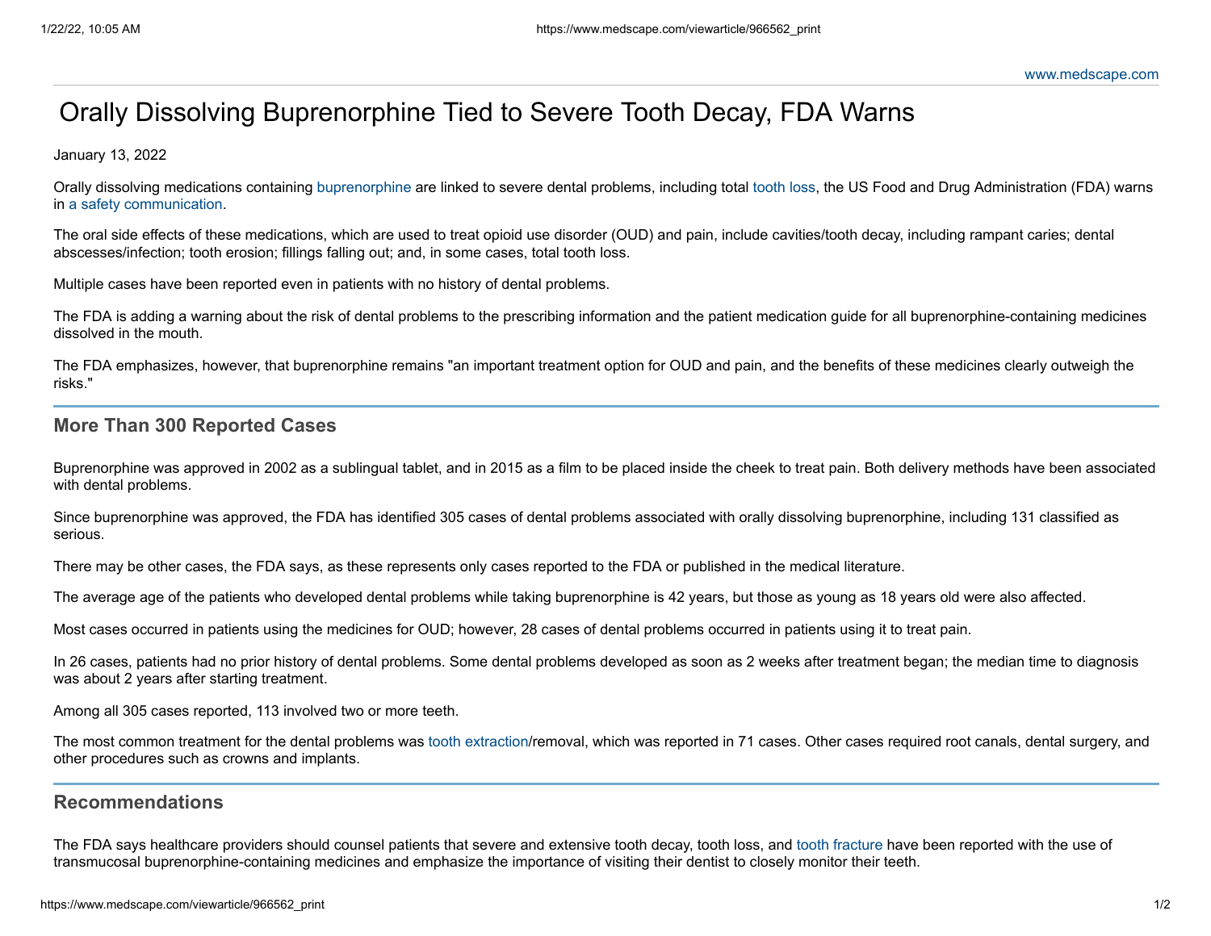www.medscape.com

# Orally Dissolving Buprenorphine Tied to Severe Tooth Decay, FDA Warns

January 13, 2022

Orally dissolving medications containing buprenorphine are linked to severe dental problems, including total tooth loss, the US Food and Drug Administration (FDA) warns in a safety communication.

The oral side effects of these medications, which are used to treat opioid use disorder (OUD) and pain, include cavities/tooth decay, including rampant caries; dental abscesses/infection; tooth erosion; fillings falling out; and, in some cases, total tooth loss.

Multiple cases have been reported even in patients with no history of dental problems.

The FDA is adding a warning about the risk of dental problems to the prescribing information and the patient medication guide for all buprenorphine-containing medicines dissolved in the mouth.

The FDA emphasizes, however, that buprenorphine remains "an important treatment option for OUD and pain, and the benefits of these medicines clearly outweigh the risks."

## More Than 300 Reported Cases

Buprenorphine was approved in 2002 as a sublingual tablet, and in 2015 as a film to be placed inside the cheek to treat pain. Both delivery methods have been associated with dental problems.

Since buprenorphine was approved, the FDA has identified 305 cases of dental problems associated with orally dissolving buprenorphine, including 131 classified as serious.

There may be other cases, the FDA says, as these represents only cases reported to the FDA or published in the medical literature.

The average age of the patients who developed dental problems while taking buprenorphine is 42 years, but those as young as 18 years old were also affected.

Most cases occurred in patients using the medicines for OUD; however, 28 cases of dental problems occurred in patients using it to treat pain.

In 26 cases, patients had no prior history of dental problems. Some dental problems developed as soon as 2 weeks after treatment began; the median time to diagnosis was about 2 years after starting treatment.

Among all 305 cases reported, 113 involved two or more teeth.

The most common treatment for the dental problems was tooth extraction/removal, which was reported in 71 cases. Other cases required root canals, dental surgery, and other procedures such as crowns and implants.

## Recommendations

The FDA says healthcare providers should counsel patients that severe and extensive tooth decay, tooth loss, and tooth fracture have been reported with the use of transmucosal buprenorphine-containing medicines and emphasize the importance of visiting their dentist to closely monitor their teeth.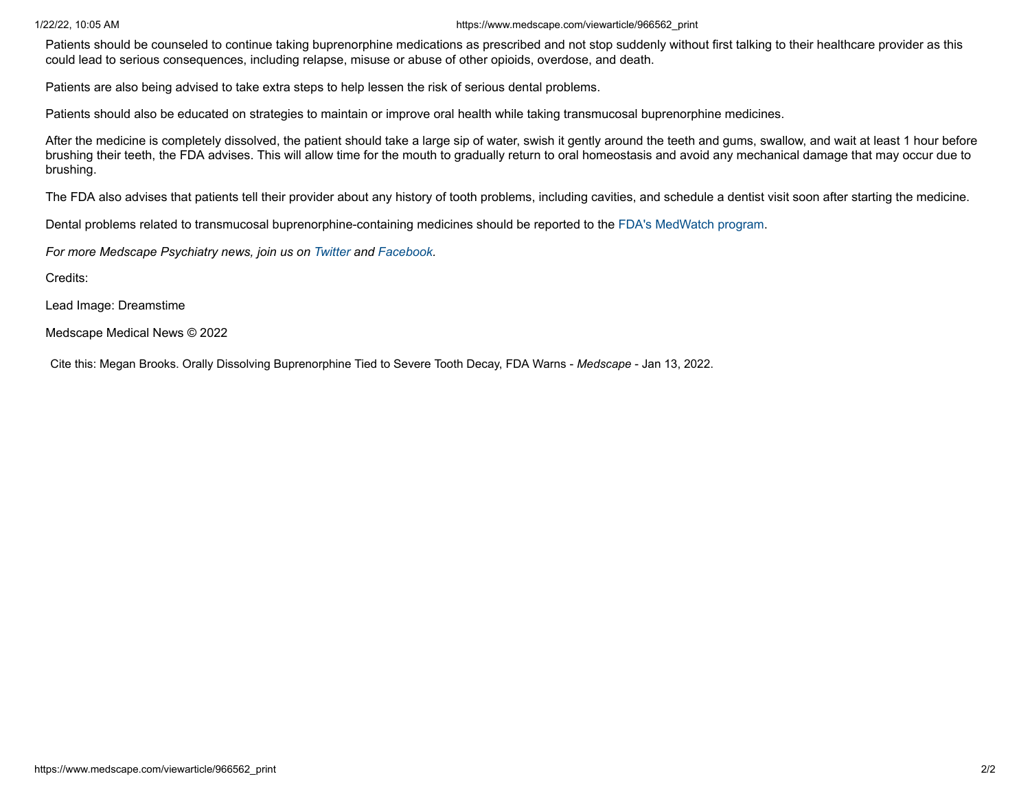Patients should be counseled to continue taking buprenorphine medications as prescribed and not stop suddenly without first talking to their healthcare provider as this could lead to serious consequences, including relapse, misuse or abuse of other opioids, overdose, and death.

Patients are also being advised to take extra steps to help lessen the risk of serious dental problems.

Patients should also be educated on strategies to maintain or improve oral health while taking transmucosal buprenorphine medicines.

After the medicine is completely dissolved, the patient should take a large sip of water, swish it gently around the teeth and gums, swallow, and wait at least 1 hour before brushing their teeth, the FDA advises. This will allow time for the mouth to gradually return to oral homeostasis and avoid any mechanical damage that may occur due to brushing.

The FDA also advises that patients tell their provider about any history of tooth problems, including cavities, and schedule a dentist visit soon after starting the medicine.

Dental problems related to transmucosal buprenorphine-containing medicines should be reported to the FDA's MedWatch program.

*For more Medscape Psychiatry news, join us on Twitter and Facebook.*

Credits:

Lead Image: Dreamstime

Medscape Medical News © 2022

Cite this: Megan Brooks. Orally Dissolving Buprenorphine Tied to Severe Tooth Decay, FDA Warns - *Medscape* - Jan 13, 2022.